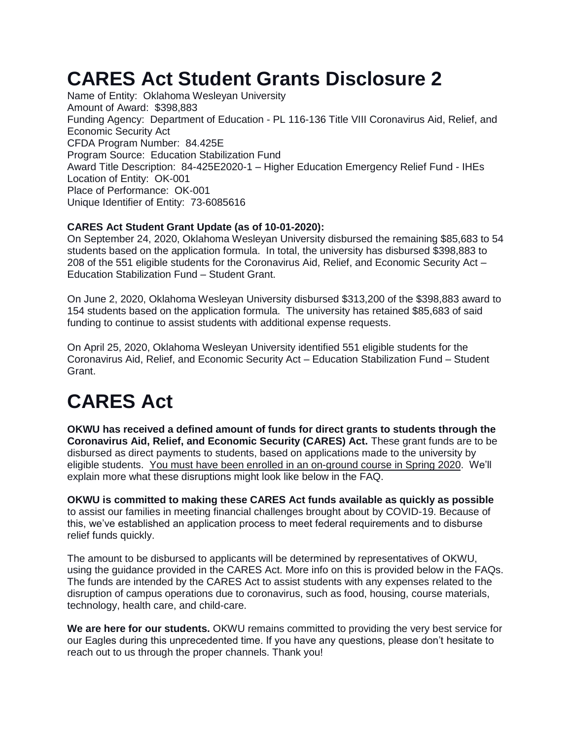# CARES Act Student Grants Disclosure 2

Name of Entity: Oklahoma Wesleyan University
Amount of Award: $398,883
Funding Agency: Department of Education - PL 116-136 Title VIII Coronavirus Aid, Relief, and Economic Security Act
CFDA Program Number: 84.425E
Program Source: Education Stabilization Fund
Award Title Description: 84-425E2020-1 – Higher Education Emergency Relief Fund - IHEs
Location of Entity: OK-001
Place of Performance: OK-001
Unique Identifier of Entity: 73-6085616

**CARES Act Student Grant Update (as of 10-01-2020):**
On September 24, 2020, Oklahoma Wesleyan University disbursed the remaining $85,683 to 54 students based on the application formula. In total, the university has disbursed $398,883 to 208 of the 551 eligible students for the Coronavirus Aid, Relief, and Economic Security Act – Education Stabilization Fund – Student Grant.

On June 2, 2020, Oklahoma Wesleyan University disbursed $313,200 of the $398,883 award to 154 students based on the application formula. The university has retained $85,683 of said funding to continue to assist students with additional expense requests.

On April 25, 2020, Oklahoma Wesleyan University identified 551 eligible students for the Coronavirus Aid, Relief, and Economic Security Act – Education Stabilization Fund – Student Grant.

# CARES Act

**OKWU has received a defined amount of funds for direct grants to students through the Coronavirus Aid, Relief, and Economic Security (CARES) Act.** These grant funds are to be disbursed as direct payments to students, based on applications made to the university by eligible students. You must have been enrolled in an on-ground course in Spring 2020. We'll explain more what these disruptions might look like below in the FAQ.

**OKWU is committed to making these CARES Act funds available as quickly as possible** to assist our families in meeting financial challenges brought about by COVID-19. Because of this, we've established an application process to meet federal requirements and to disburse relief funds quickly.

The amount to be disbursed to applicants will be determined by representatives of OKWU, using the guidance provided in the CARES Act. More info on this is provided below in the FAQs. The funds are intended by the CARES Act to assist students with any expenses related to the disruption of campus operations due to coronavirus, such as food, housing, course materials, technology, health care, and child-care.

**We are here for our students.** OKWU remains committed to providing the very best service for our Eagles during this unprecedented time. If you have any questions, please don't hesitate to reach out to us through the proper channels. Thank you!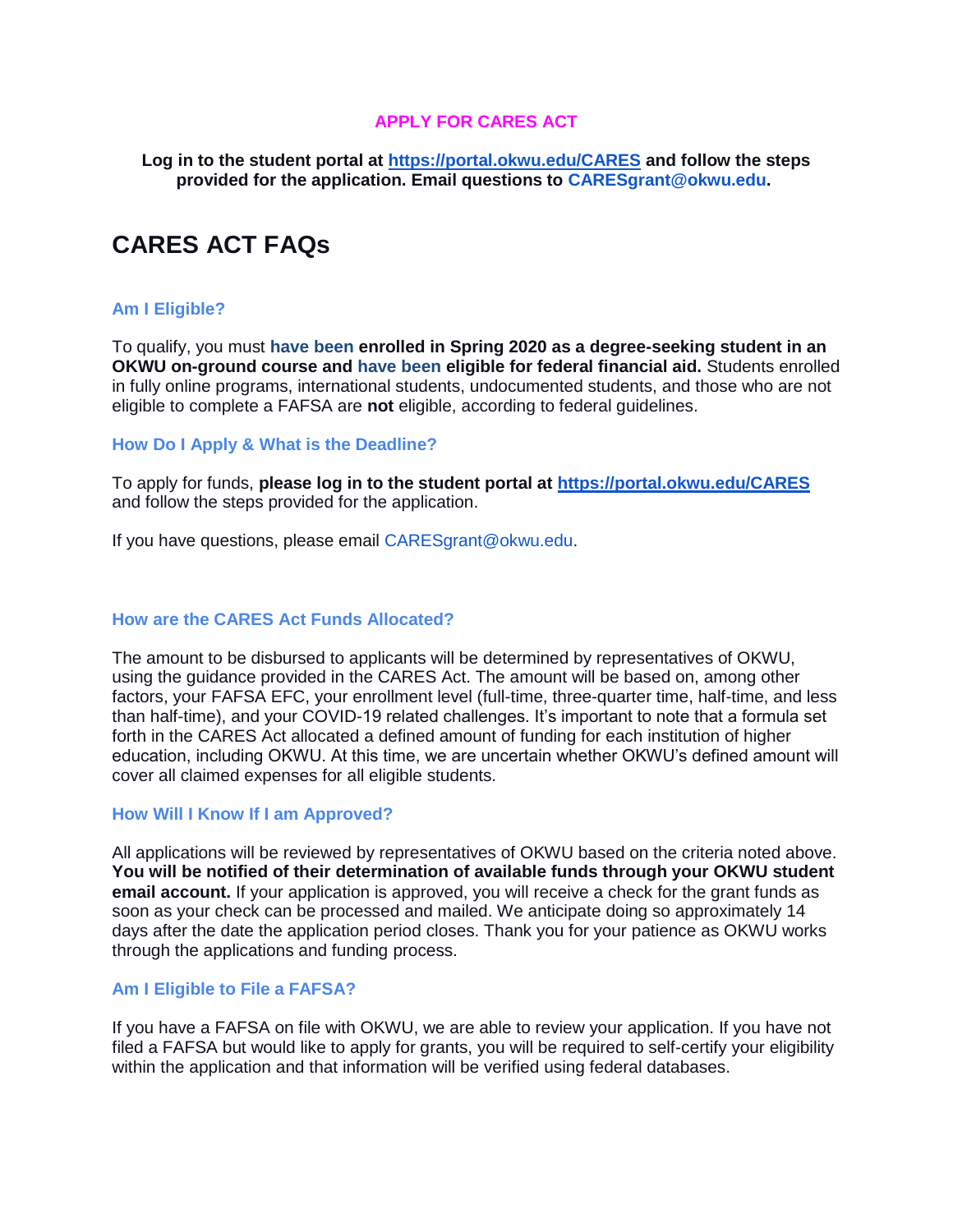**APPLY FOR CARES ACT**

**Log in to the student portal at https://portal.okwu.edu/CARES and follow the steps provided for the application. Email questions to CARESgrant@okwu.edu.**

# CARES ACT FAQs

### Am I Eligible?

To qualify, you must **have been enrolled in Spring 2020 as a degree-seeking student in an OKWU on-ground course and have been eligible for federal financial aid.** Students enrolled in fully online programs, international students, undocumented students, and those who are not eligible to complete a FAFSA are **not** eligible, according to federal guidelines.

### How Do I Apply & What is the Deadline?

To apply for funds, **please log in to the student portal at https://portal.okwu.edu/CARES** and follow the steps provided for the application.

If you have questions, please email CARESgrant@okwu.edu.

### How are the CARES Act Funds Allocated?

The amount to be disbursed to applicants will be determined by representatives of OKWU, using the guidance provided in the CARES Act. The amount will be based on, among other factors, your FAFSA EFC, your enrollment level (full-time, three-quarter time, half-time, and less than half-time), and your COVID-19 related challenges. It's important to note that a formula set forth in the CARES Act allocated a defined amount of funding for each institution of higher education, including OKWU. At this time, we are uncertain whether OKWU's defined amount will cover all claimed expenses for all eligible students.

### How Will I Know If I am Approved?

All applications will be reviewed by representatives of OKWU based on the criteria noted above. **You will be notified of their determination of available funds through your OKWU student email account.** If your application is approved, you will receive a check for the grant funds as soon as your check can be processed and mailed. We anticipate doing so approximately 14 days after the date the application period closes. Thank you for your patience as OKWU works through the applications and funding process.

### Am I Eligible to File a FAFSA?

If you have a FAFSA on file with OKWU, we are able to review your application. If you have not filed a FAFSA but would like to apply for grants, you will be required to self-certify your eligibility within the application and that information will be verified using federal databases.